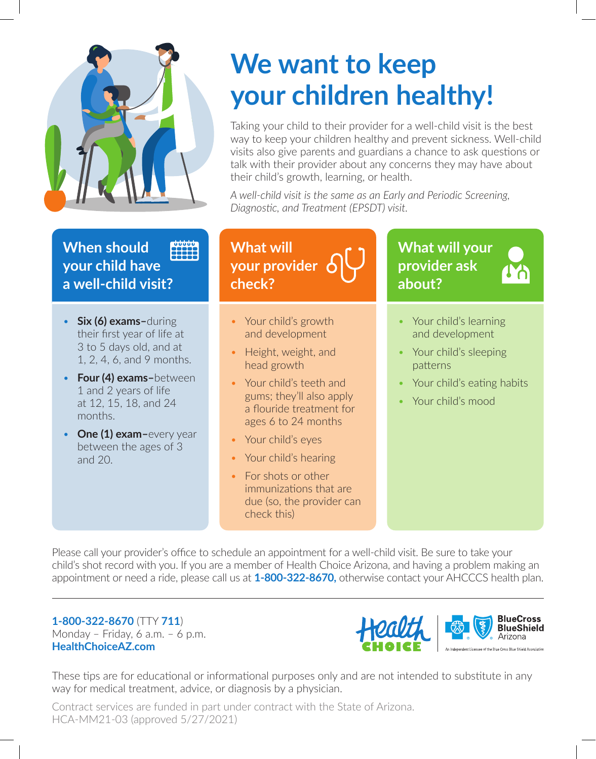# We want to keep your children healthy!

Taking your child to their provider for a well-child visit is the best way to keep your children healthy and prevent sickness. Well-child visits also give parents and guardians a chance to ask questions or talk with their provider about any concerns they may have about their child's growth, learning, or health.

*A well-child visit is the same as an Early and Periodic Screening, Diagnostic, and Treatment (EPSDT) visit.*

## When should your child have a well-child visit?

- **Six (6) exams–**during their first year of life at 3 to 5 days old, and at 1, 2, 4, 6, and 9 months.
- **Four (4) exams–**between 1 and 2 years of life at 12, 15, 18, and 24 months.
- **One (1) exam–**every year between the ages of 3 and 20.

## What will your provider check?

- Your child's growth and development
- Height, weight, and head growth
- Your child's teeth and gums; they'll also apply a flouride treatment for ages 6 to 24 months
- Your child's eyes
- Your child's hearing
- For shots or other immunizations that are due (so, the provider can check this)

## What will your provider ask about?

- Your child's learning and development
- Your child's sleeping patterns
- Your child's eating habits
- Your child's mood

Please call your provider's office to schedule an appointment for a well-child visit. Be sure to take your child's shot record with you. If you are a member of Health Choice Arizona, and having a problem making an appointment or need a ride, please call us at **1-800-322-8670,** otherwise contact your AHCCCS health plan.

---

**1-800-322-8670** (TTY **711**)
Monday – Friday, 6 a.m. – 6 p.m.
**HealthChoiceAZ.com**

Health Choice | BlueCross BlueShield Arizona
An Independent Licensee of the Blue Cross Blue Shield Association

These tips are for educational or informational purposes only and are not intended to substitute in any way for medical treatment, advice, or diagnosis by a physician.

Contract services are funded in part under contract with the State of Arizona.
HCA-MM21-03 (approved 5/27/2021)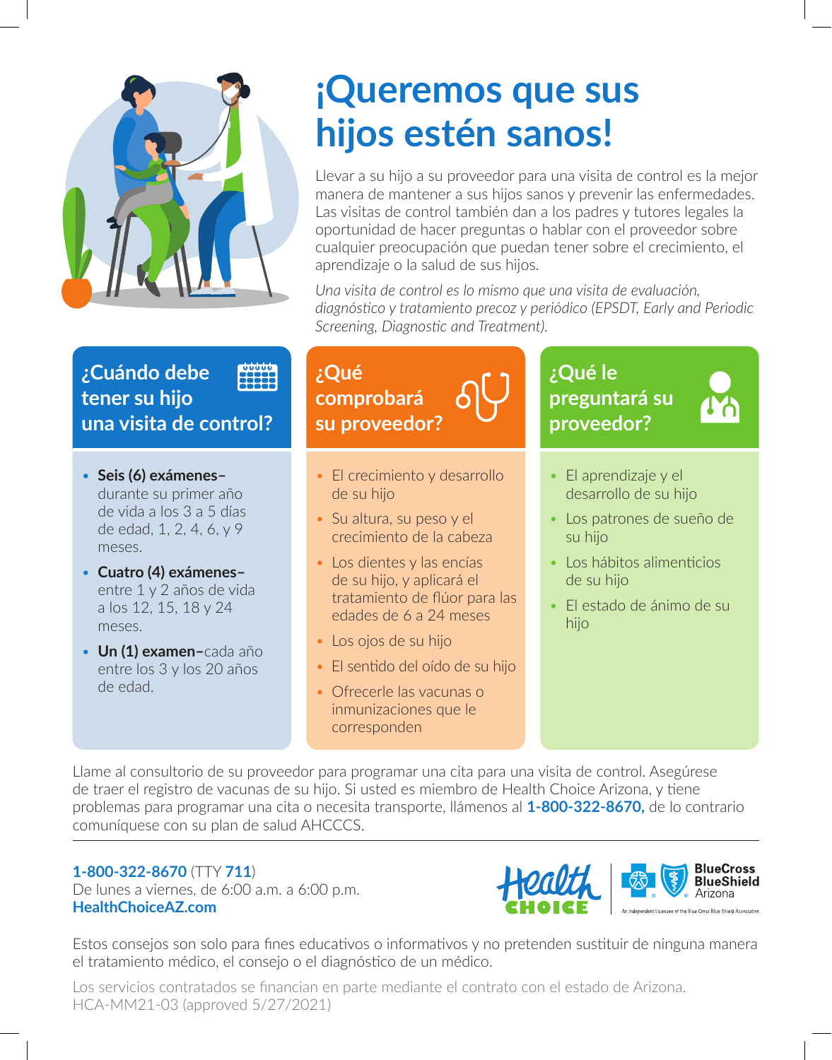# ¡Queremos que sus hijos estén sanos!

Llevar a su hijo a su proveedor para una visita de control es la mejor manera de mantener a sus hijos sanos y prevenir las enfermedades. Las visitas de control también dan a los padres y tutores legales la oportunidad de hacer preguntas o hablar con el proveedor sobre cualquier preocupación que puedan tener sobre el crecimiento, el aprendizaje o la salud de sus hijos.

*Una visita de control es lo mismo que una visita de evaluación, diagnóstico y tratamiento precoz y periódico (EPSDT, Early and Periodic Screening, Diagnostic and Treatment).*

## ¿Cuándo debe tener su hijo una visita de control?

- **Seis (6) exámenes–** durante su primer año de vida a los 3 a 5 días de edad, 1, 2, 4, 6, y 9 meses.
- **Cuatro (4) exámenes–** entre 1 y 2 años de vida a los 12, 15, 18 y 24 meses.
- **Un (1) examen–**cada año entre los 3 y los 20 años de edad.

## ¿Qué comprobará su proveedor?

- El crecimiento y desarrollo de su hijo
- Su altura, su peso y el crecimiento de la cabeza
- Los dientes y las encías de su hijo, y aplicará el tratamiento de flúor para las edades de 6 a 24 meses
- Los ojos de su hijo
- El sentido del oído de su hijo
- Ofrecerle las vacunas o inmunizaciones que le corresponden

## ¿Qué le preguntará su proveedor?

- El aprendizaje y el desarrollo de su hijo
- Los patrones de sueño de su hijo
- Los hábitos alimenticios de su hijo
- El estado de ánimo de su hijo

Llame al consultorio de su proveedor para programar una cita para una visita de control. Asegúrese de traer el registro de vacunas de su hijo. Si usted es miembro de Health Choice Arizona, y tiene problemas para programar una cita o necesita transporte, llámenos al **1-800-322-8670,** de lo contrario comuníquese con su plan de salud AHCCCS.

---

**1-800-322-8670** (TTY **711**)
De lunes a viernes, de 6:00 a.m. a 6:00 p.m.
**HealthChoiceAZ.com**

Health Choice | BlueCross BlueShield Arizona
An Independent Licensee of the Blue Cross Blue Shield Association

Estos consejos son solo para fines educativos o informativos y no pretenden sustituir de ninguna manera el tratamiento médico, el consejo o el diagnóstico de un médico.

Los servicios contratados se financian en parte mediante el contrato con el estado de Arizona.
HCA-MM21-03 (approved 5/27/2021)